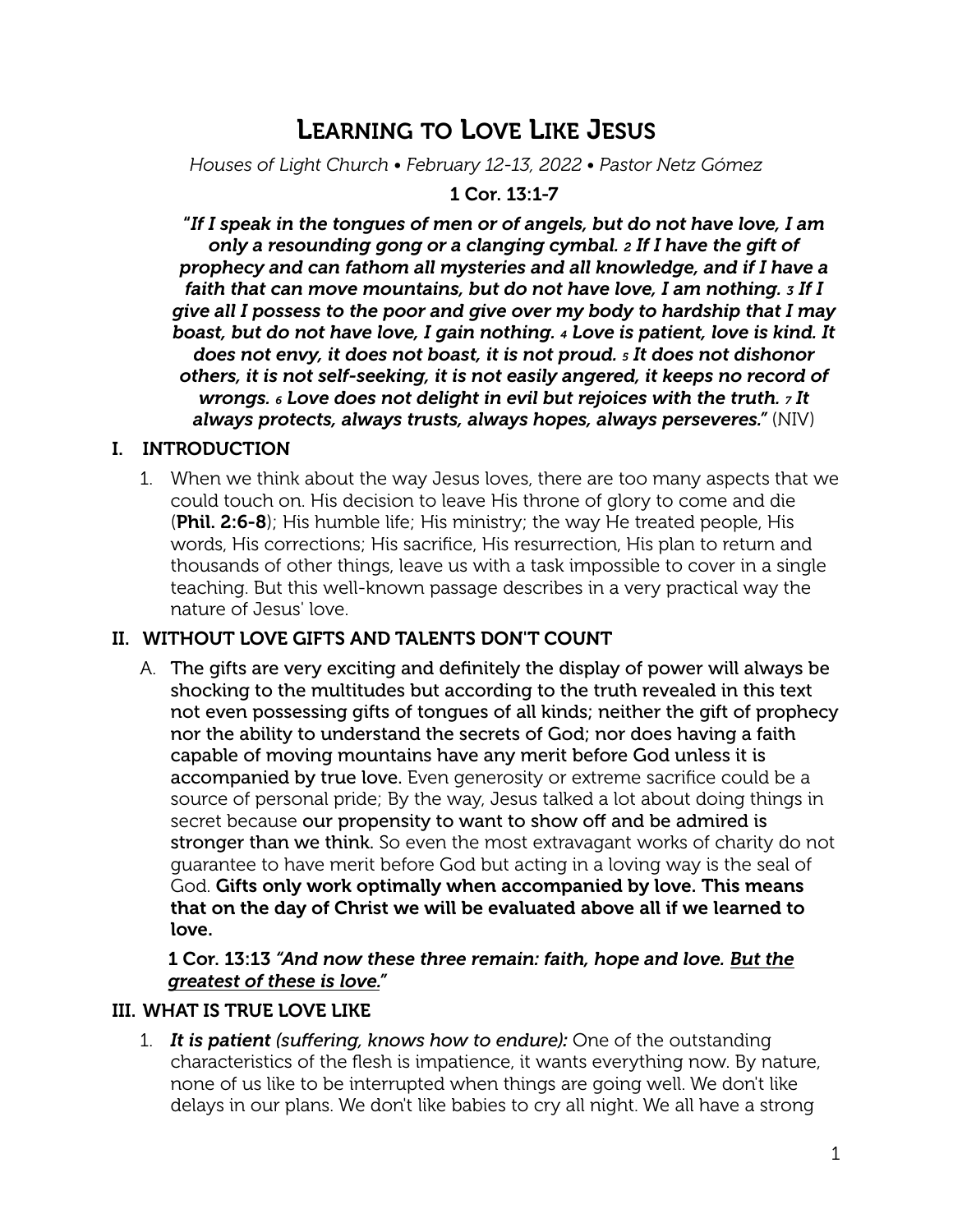# Learning to Love Like Jesus

*Houses of Light Church • February 12-13, 2022 • Pastor Netz Gómez*

**1 Cor. 13:1-7**

***"If I speak in the tongues of men or of angels, but do not have love, I am only a resounding gong or a clanging cymbal. 2 If I have the gift of prophecy and can fathom all mysteries and all knowledge, and if I have a faith that can move mountains, but do not have love, I am nothing. 3 If I give all I possess to the poor and give over my body to hardship that I may boast, but do not have love, I gain nothing. 4 Love is patient, love is kind. It does not envy, it does not boast, it is not proud. 5 It does not dishonor others, it is not self-seeking, it is not easily angered, it keeps no record of wrongs. 6 Love does not delight in evil but rejoices with the truth. 7 It always protects, always trusts, always hopes, always perseveres."*** (NIV)

## I. INTRODUCTION

1. When we think about the way Jesus loves, there are too many aspects that we could touch on. His decision to leave His throne of glory to come and die (**Phil. 2:6-8**); His humble life; His ministry; the way He treated people, His words, His corrections; His sacrifice, His resurrection, His plan to return and thousands of other things, leave us with a task impossible to cover in a single teaching. But this well-known passage describes in a very practical way the nature of Jesus' love.

## II. WITHOUT LOVE GIFTS AND TALENTS DON'T COUNT

A. **The gifts are very exciting and definitely the display of power will always be shocking to the multitudes but according to the truth revealed in this text not even possessing gifts of tongues of all kinds; neither the gift of prophecy nor the ability to understand the secrets of God; nor does having a faith capable of moving mountains have any merit before God unless it is accompanied by true love.** Even generosity or extreme sacrifice could be a source of personal pride; By the way, Jesus talked a lot about doing things in secret because **our propensity to want to show off and be admired is stronger than we think.** So even the most extravagant works of charity do not guarantee to have merit before God but acting in a loving way is the seal of God. **Gifts only work optimally when accompanied by love. This means that on the day of Christ we will be evaluated above all if we learned to love.**

**1 Cor. 13:13** ***"And now these three remain: faith, hope and love. <u>But the greatest of these is love.</u>"***

## III. WHAT IS TRUE LOVE LIKE

1. ***It is patient (suffering, knows how to endure):*** One of the outstanding characteristics of the flesh is impatience, it wants everything now. By nature, none of us like to be interrupted when things are going well. We don't like delays in our plans. We don't like babies to cry all night. We all have a strong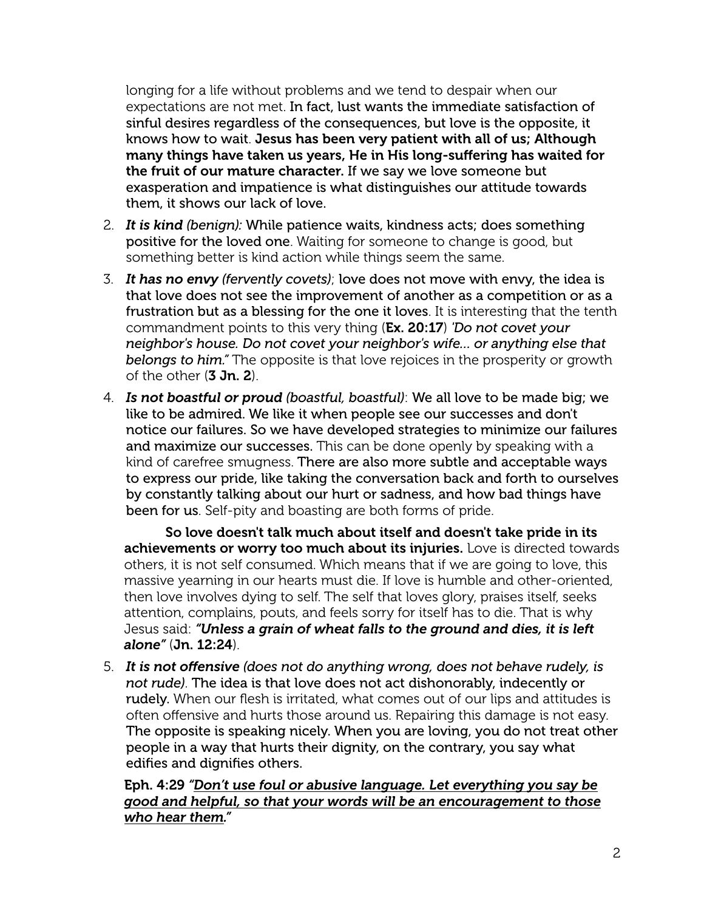longing for a life without problems and we tend to despair when our expectations are not met. **In fact, lust wants the immediate satisfaction of sinful desires regardless of the consequences, but love is the opposite, it knows how to wait.** **Jesus has been very patient with all of us; Although many things have taken us years, He in His long-suffering has waited for the fruit of our mature character.** If we say we love someone but exasperation and impatience is what distinguishes our attitude towards them, it shows our lack of love.

2. ***It is kind*** *(benign):* While patience waits, kindness acts; does something positive for the loved one. Waiting for someone to change is good, but something better is kind action while things seem the same.
3. ***It has no envy*** *(fervently covets)*; love does not move with envy, the idea is that love does not see the improvement of another as a competition or as a frustration but as a blessing for the one it loves. It is interesting that the tenth commandment points to this very thing (**Ex. 20:17**) *'Do not covet your neighbor's house. Do not covet your neighbor's wife... or anything else that belongs to him."* The opposite is that love rejoices in the prosperity or growth of the other (**3 Jn. 2**).
4. ***Is not boastful or proud*** *(boastful, boastful)*: We all love to be made big; we like to be admired. We like it when people see our successes and don't notice our failures. So we have developed strategies to minimize our failures and maximize our successes. This can be done openly by speaking with a kind of carefree smugness. There are also more subtle and acceptable ways to express our pride, like taking the conversation back and forth to ourselves by constantly talking about our hurt or sadness, and how bad things have been for us. Self-pity and boasting are both forms of pride.

   **So love doesn't talk much about itself and doesn't take pride in its achievements or worry too much about its injuries.** Love is directed towards others, it is not self consumed. Which means that if we are going to love, this massive yearning in our hearts must die. If love is humble and other-oriented, then love involves dying to self. The self that loves glory, praises itself, seeks attention, complains, pouts, and feels sorry for itself has to die. That is why Jesus said: ***"Unless a grain of wheat falls to the ground and dies, it is left alone"*** (**Jn. 12:24**).
5. ***It is not offensive*** *(does not do anything wrong, does not behave rudely, is not rude).* The idea is that love does not act dishonorably, indecently or rudely. When our flesh is irritated, what comes out of our lips and attitudes is often offensive and hurts those around us. Repairing this damage is not easy. The opposite is speaking nicely. When you are loving, you do not treat other people in a way that hurts their dignity, on the contrary, you say what edifies and dignifies others.

   Eph. 4:29 *"<u>Don't use foul or abusive language. Let everything you say be good and helpful, so that your words will be an encouragement to those who hear them</u>."*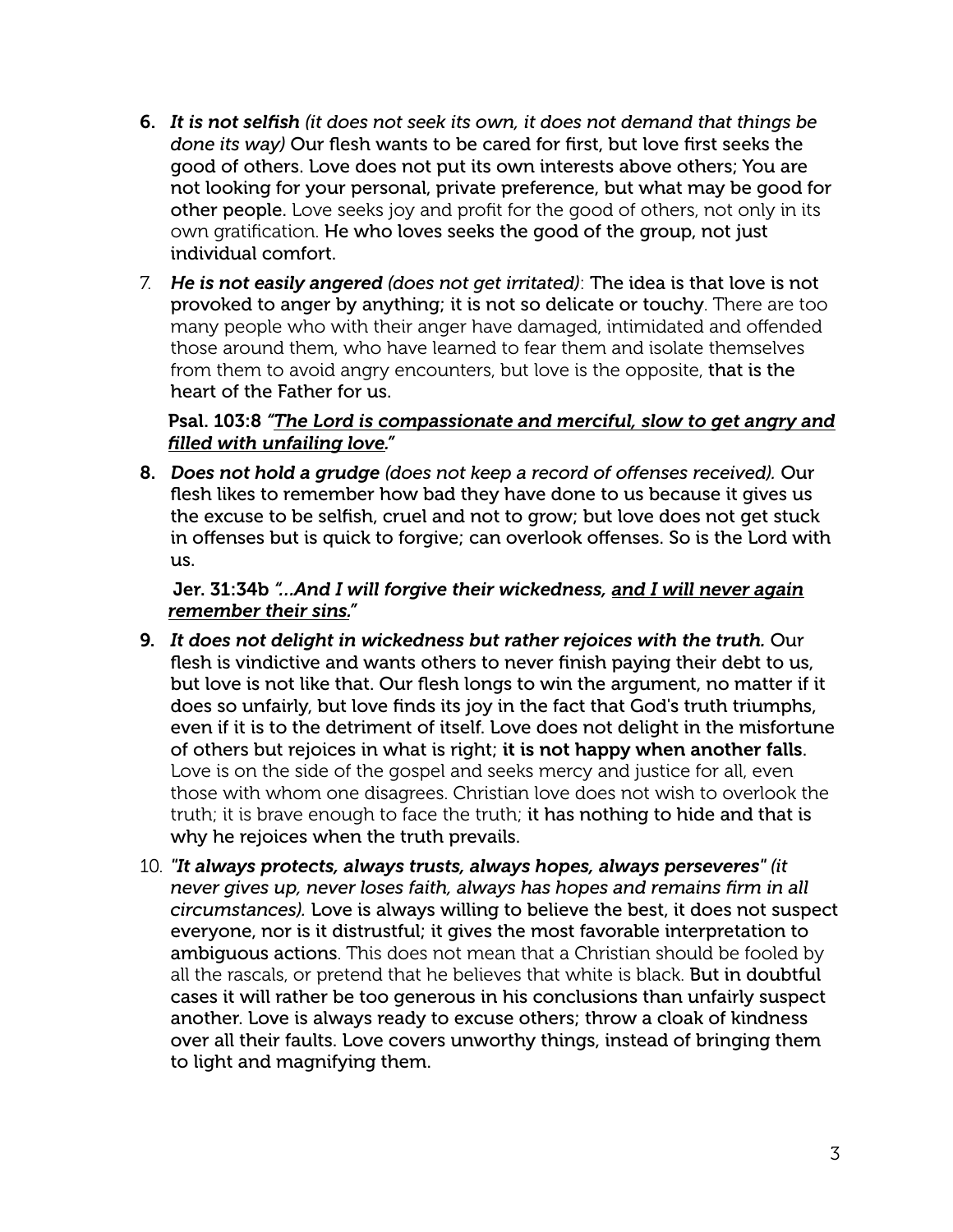6. ***It is not selfish*** *(it does not seek its own, it does not demand that things be done its way)* **Our flesh wants to be cared for first, but love first seeks the good of others. Love does not put its own interests above others; You are not looking for your personal, private preference, but what may be good for other people.** Love seeks joy and profit for the good of others, not only in its own gratification. **He who loves seeks the good of the group, not just individual comfort.**

7. ***He is not easily angered*** *(does not get irritated)*: **The idea is that love is not provoked to anger by anything; it is not so delicate or touchy**. There are too many people who with their anger have damaged, intimidated and offended those around them, who have learned to fear them and isolate themselves from them to avoid angry encounters, but love is the opposite, **that is the heart of the Father for us.**

   **Psal. 103:8** ***"The Lord is compassionate and merciful, slow to get angry and filled with unfailing love."***

8. ***Does not hold a grudge*** *(does not keep a record of offenses received).* **Our flesh likes to remember how bad they have done to us because it gives us the excuse to be selfish, cruel and not to grow; but love does not get stuck in offenses but is quick to forgive; can overlook offenses. So is the Lord with us.**

   **Jer. 31:34b** ***"...And I will forgive their wickedness, and I will never again remember their sins."***

9. ***It does not delight in wickedness but rather rejoices with the truth.*** **Our flesh is vindictive and wants others to never finish paying their debt to us, but love is not like that. Our flesh longs to win the argument, no matter if it does so unfairly, but love finds its joy in the fact that God's truth triumphs, even if it is to the detriment of itself. Love does not delight in the misfortune of others but rejoices in what is right; it is not happy when another falls.** Love is on the side of the gospel and seeks mercy and justice for all, even those with whom one disagrees. Christian love does not wish to overlook the truth; it is brave enough to face the truth; **it has nothing to hide and that is why he rejoices when the truth prevails.**

10. ***"It always protects, always trusts, always hopes, always perseveres"*** *(it never gives up, never loses faith, always has hopes and remains firm in all circumstances).* **Love is always willing to believe the best, it does not suspect everyone, nor is it distrustful; it gives the most favorable interpretation to ambiguous actions**. This does not mean that a Christian should be fooled by all the rascals, or pretend that he believes that white is black. **But in doubtful cases it will rather be too generous in his conclusions than unfairly suspect another. Love is always ready to excuse others; throw a cloak of kindness over all their faults. Love covers unworthy things, instead of bringing them to light and magnifying them.**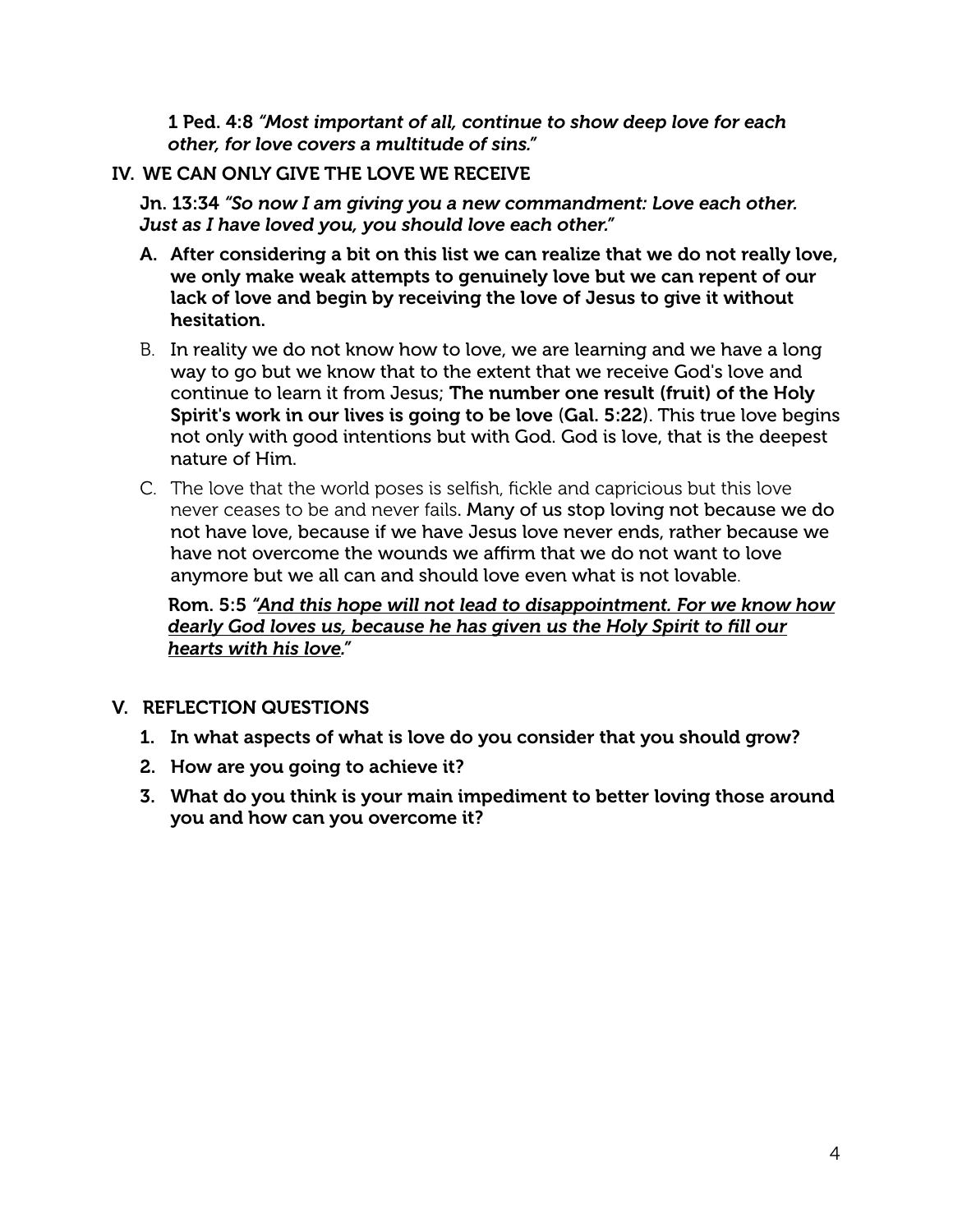**1 Ped. 4:8** ***"Most important of all, continue to show deep love for each other, for love covers a multitude of sins."***

## IV. WE CAN ONLY GIVE THE LOVE WE RECEIVE

**Jn. 13:34** ***"So now I am giving you a new commandment: Love each other. Just as I have loved you, you should love each other."***

A. **After considering a bit on this list we can realize that we do not really love, we only make weak attempts to genuinely love but we can repent of our lack of love and begin by receiving the love of Jesus to give it without hesitation.**

B. In reality we do not know how to love, we are learning and we have a long way to go but we know that to the extent that we receive God's love and continue to learn it from Jesus; **The number one result (fruit) of the Holy Spirit's work in our lives is going to be love (Gal. 5:22)**. This true love begins not only with good intentions but with God. God is love, that is the deepest nature of Him.

C. The love that the world poses is selfish, fickle and capricious but this love never ceases to be and never fails. Many of us stop loving not because we do not have love, because if we have Jesus love never ends, rather because we have not overcome the wounds we affirm that we do not want to love anymore but we all can and should love even what is not lovable.

**Rom. 5:5** ***"<u>And this hope will not lead to disappointment. For we know how dearly God loves us, because he has given us the Holy Spirit to fill our hearts with his love</u>."***

## V. REFLECTION QUESTIONS

1. **In what aspects of what is love do you consider that you should grow?**
2. **How are you going to achieve it?**
3. **What do you think is your main impediment to better loving those around you and how can you overcome it?**